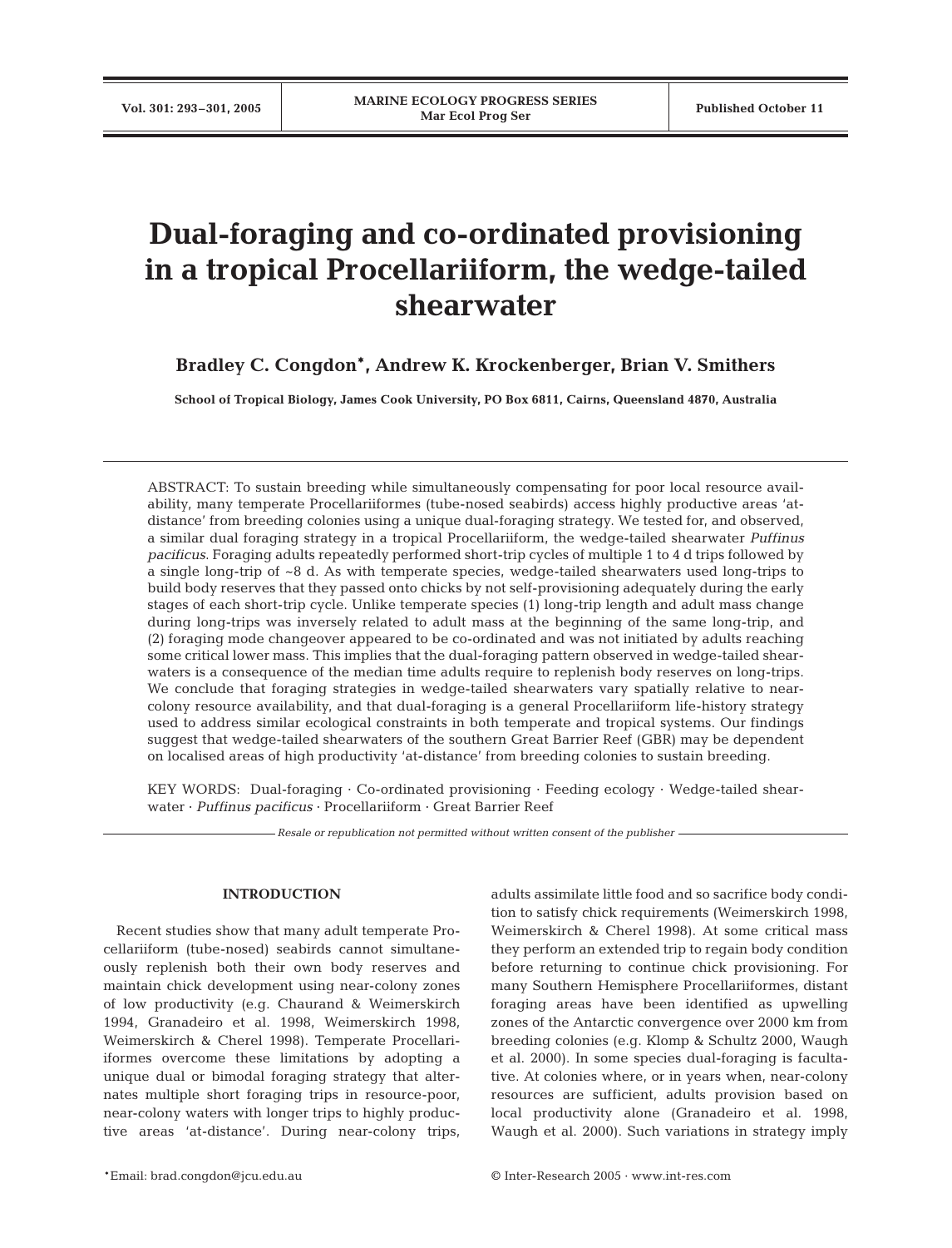# Dual-foraging and co-ordinated provisioning in a tropical Procellariiform, the wedge-tailed shearwater

**Bradley C. Congdon*, Andrew K. Krockenberger, Brian V. Smithers**

**School of Tropical Biology, James Cook University, PO Box 6811, Cairns, Queensland 4870, Australia**

ABSTRACT: To sustain breeding while simultaneously compensating for poor local resource availability, many temperate Procellariiformes (tube-nosed seabirds) access highly productive areas 'at-distance' from breeding colonies using a unique dual-foraging strategy. We tested for, and observed, a similar dual foraging strategy in a tropical Procellariiform, the wedge-tailed shearwater *Puffinus pacificus*. Foraging adults repeatedly performed short-trip cycles of multiple 1 to 4 d trips followed by a single long-trip of ~8 d. As with temperate species, wedge-tailed shearwaters used long-trips to build body reserves that they passed onto chicks by not self-provisioning adequately during the early stages of each short-trip cycle. Unlike temperate species (1) long-trip length and adult mass change during long-trips was inversely related to adult mass at the beginning of the same long-trip, and (2) foraging mode changeover appeared to be co-ordinated and was not initiated by adults reaching some critical lower mass. This implies that the dual-foraging pattern observed in wedge-tailed shearwaters is a consequence of the median time adults require to replenish body reserves on long-trips. We conclude that foraging strategies in wedge-tailed shearwaters vary spatially relative to near-colony resource availability, and that dual-foraging is a general Procellariiform life-history strategy used to address similar ecological constraints in both temperate and tropical systems. Our findings suggest that wedge-tailed shearwaters of the southern Great Barrier Reef (GBR) may be dependent on localised areas of high productivity 'at-distance' from breeding colonies to sustain breeding.

KEY WORDS: Dual-foraging · Co-ordinated provisioning · Feeding ecology · Wedge-tailed shearwater · *Puffinus pacificus* · Procellariiform · Great Barrier Reef

*Resale or republication not permitted without written consent of the publisher*

## INTRODUCTION

Recent studies show that many adult temperate Procellariiform (tube-nosed) seabirds cannot simultaneously replenish both their own body reserves and maintain chick development using near-colony zones of low productivity (e.g. Chaurand & Weimerskirch 1994, Granadeiro et al. 1998, Weimerskirch 1998, Weimerskirch & Cherel 1998). Temperate Procellariiformes overcome these limitations by adopting a unique dual or bimodal foraging strategy that alternates multiple short foraging trips in resource-poor, near-colony waters with longer trips to highly productive areas 'at-distance'. During near-colony trips, adults assimilate little food and so sacrifice body condition to satisfy chick requirements (Weimerskirch 1998, Weimerskirch & Cherel 1998). At some critical mass they perform an extended trip to regain body condition before returning to continue chick provisioning. For many Southern Hemisphere Procellariiformes, distant foraging areas have been identified as upwelling zones of the Antarctic convergence over 2000 km from breeding colonies (e.g. Klomp & Schultz 2000, Waugh et al. 2000). In some species dual-foraging is facultative. At colonies where, or in years when, near-colony resources are sufficient, adults provision based on local productivity alone (Granadeiro et al. 1998, Waugh et al. 2000). Such variations in strategy imply

*Email: brad.congdon@jcu.edu.au

© Inter-Research 2005 · www.int-res.com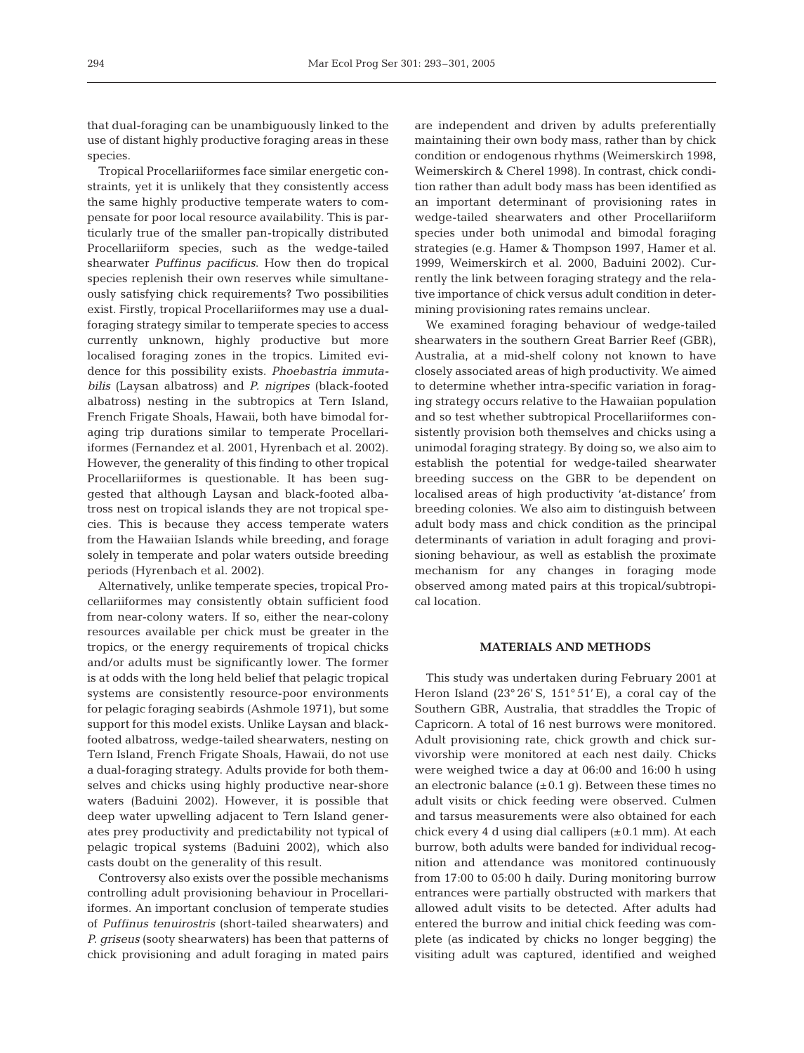that dual-foraging can be unambiguously linked to the use of distant highly productive foraging areas in these species.

Tropical Procellariiformes face similar energetic constraints, yet it is unlikely that they consistently access the same highly productive temperate waters to compensate for poor local resource availability. This is particularly true of the smaller pan-tropically distributed Procellariiform species, such as the wedge-tailed shearwater *Puffinus pacificus*. How then do tropical species replenish their own reserves while simultaneously satisfying chick requirements? Two possibilities exist. Firstly, tropical Procellariiformes may use a dual-foraging strategy similar to temperate species to access currently unknown, highly productive but more localised foraging zones in the tropics. Limited evidence for this possibility exists. *Phoebastria immutabilis* (Laysan albatross) and *P. nigripes* (black-footed albatross) nesting in the subtropics at Tern Island, French Frigate Shoals, Hawaii, both have bimodal foraging trip durations similar to temperate Procellariiformes (Fernandez et al. 2001, Hyrenbach et al. 2002). However, the generality of this finding to other tropical Procellariiformes is questionable. It has been suggested that although Laysan and black-footed albatross nest on tropical islands they are not tropical species. This is because they access temperate waters from the Hawaiian Islands while breeding, and forage solely in temperate and polar waters outside breeding periods (Hyrenbach et al. 2002).

Alternatively, unlike temperate species, tropical Procellariiformes may consistently obtain sufficient food from near-colony waters. If so, either the near-colony resources available per chick must be greater in the tropics, or the energy requirements of tropical chicks and/or adults must be significantly lower. The former is at odds with the long held belief that pelagic tropical systems are consistently resource-poor environments for pelagic foraging seabirds (Ashmole 1971), but some support for this model exists. Unlike Laysan and black-footed albatross, wedge-tailed shearwaters, nesting on Tern Island, French Frigate Shoals, Hawaii, do not use a dual-foraging strategy. Adults provide for both themselves and chicks using highly productive near-shore waters (Baduini 2002). However, it is possible that deep water upwelling adjacent to Tern Island generates prey productivity and predictability not typical of pelagic tropical systems (Baduini 2002), which also casts doubt on the generality of this result.

Controversy also exists over the possible mechanisms controlling adult provisioning behaviour in Procellariiformes. An important conclusion of temperate studies of *Puffinus tenuirostris* (short-tailed shearwaters) and *P. griseus* (sooty shearwaters) has been that patterns of chick provisioning and adult foraging in mated pairs are independent and driven by adults preferentially maintaining their own body mass, rather than by chick condition or endogenous rhythms (Weimerskirch 1998, Weimerskirch & Cherel 1998). In contrast, chick condition rather than adult body mass has been identified as an important determinant of provisioning rates in wedge-tailed shearwaters and other Procellariiform species under both unimodal and bimodal foraging strategies (e.g. Hamer & Thompson 1997, Hamer et al. 1999, Weimerskirch et al. 2000, Baduini 2002). Currently the link between foraging strategy and the relative importance of chick versus adult condition in determining provisioning rates remains unclear.

We examined foraging behaviour of wedge-tailed shearwaters in the southern Great Barrier Reef (GBR), Australia, at a mid-shelf colony not known to have closely associated areas of high productivity. We aimed to determine whether intra-specific variation in foraging strategy occurs relative to the Hawaiian population and so test whether subtropical Procellariiformes consistently provision both themselves and chicks using a unimodal foraging strategy. By doing so, we also aim to establish the potential for wedge-tailed shearwater breeding success on the GBR to be dependent on localised areas of high productivity 'at-distance' from breeding colonies. We also aim to distinguish between adult body mass and chick condition as the principal determinants of variation in adult foraging and provisioning behaviour, as well as establish the proximate mechanism for any changes in foraging mode observed among mated pairs at this tropical/subtropical location.

## MATERIALS AND METHODS

This study was undertaken during February 2001 at Heron Island (23° 26' S, 151° 51' E), a coral cay of the Southern GBR, Australia, that straddles the Tropic of Capricorn. A total of 16 nest burrows were monitored. Adult provisioning rate, chick growth and chick survivorship were monitored at each nest daily. Chicks were weighed twice a day at 06:00 and 16:00 h using an electronic balance (±0.1 g). Between these times no adult visits or chick feeding were observed. Culmen and tarsus measurements were also obtained for each chick every 4 d using dial callipers (±0.1 mm). At each burrow, both adults were banded for individual recognition and attendance was monitored continuously from 17:00 to 05:00 h daily. During monitoring burrow entrances were partially obstructed with markers that allowed adult visits to be detected. After adults had entered the burrow and initial chick feeding was complete (as indicated by chicks no longer begging) the visiting adult was captured, identified and weighed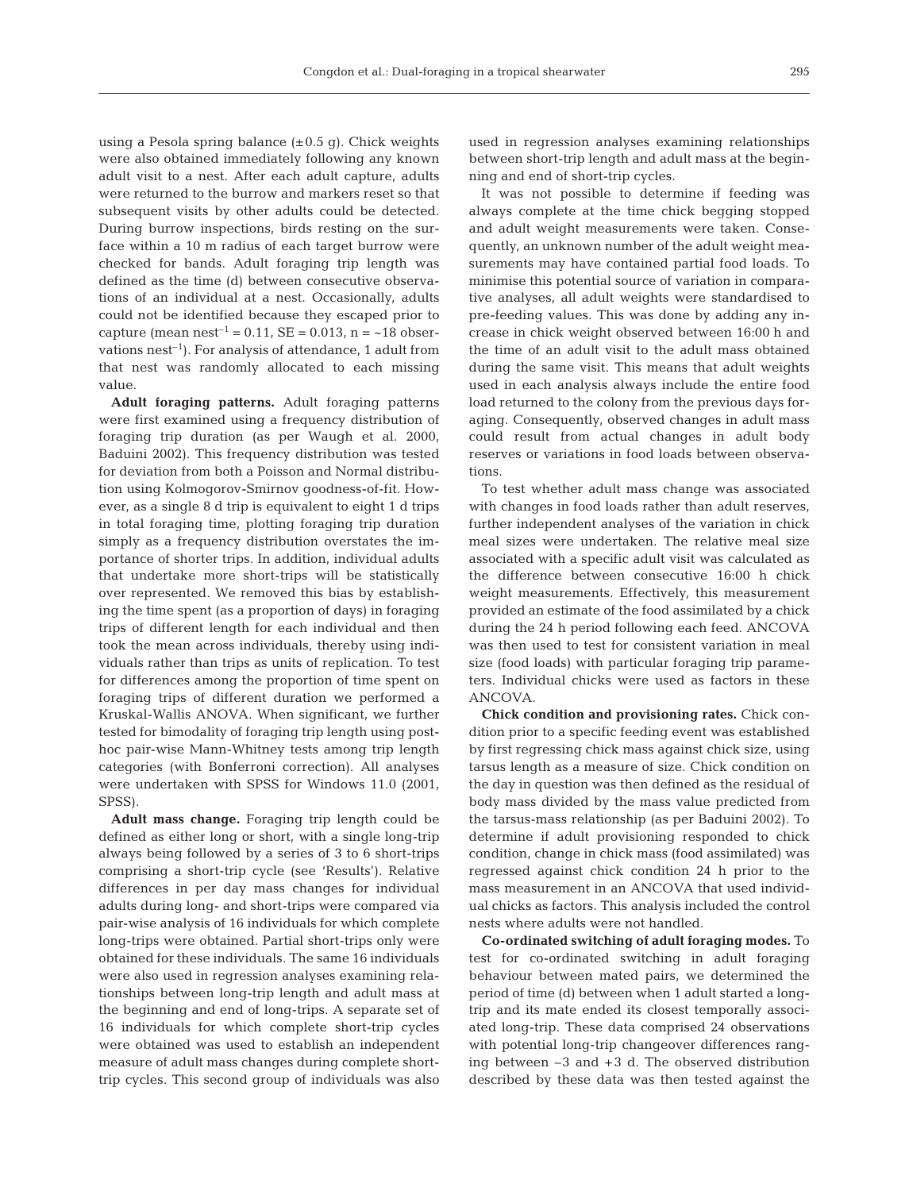using a Pesola spring balance (±0.5 g). Chick weights were also obtained immediately following any known adult visit to a nest. After each adult capture, adults were returned to the burrow and markers reset so that subsequent visits by other adults could be detected. During burrow inspections, birds resting on the surface within a 10 m radius of each target burrow were checked for bands. Adult foraging trip length was defined as the time (d) between consecutive observations of an individual at a nest. Occasionally, adults could not be identified because they escaped prior to capture (mean nest$^{-1}$ = 0.11, SE = 0.013, n = ~18 observations nest$^{-1}$). For analysis of attendance, 1 adult from that nest was randomly allocated to each missing value.

**Adult foraging patterns.** Adult foraging patterns were first examined using a frequency distribution of foraging trip duration (as per Waugh et al. 2000, Baduini 2002). This frequency distribution was tested for deviation from both a Poisson and Normal distribution using Kolmogorov-Smirnov goodness-of-fit. However, as a single 8 d trip is equivalent to eight 1 d trips in total foraging time, plotting foraging trip duration simply as a frequency distribution overstates the importance of shorter trips. In addition, individual adults that undertake more short-trips will be statistically over represented. We removed this bias by establishing the time spent (as a proportion of days) in foraging trips of different length for each individual and then took the mean across individuals, thereby using individuals rather than trips as units of replication. To test for differences among the proportion of time spent on foraging trips of different duration we performed a Kruskal-Wallis ANOVA. When significant, we further tested for bimodality of foraging trip length using post-hoc pair-wise Mann-Whitney tests among trip length categories (with Bonferroni correction). All analyses were undertaken with SPSS for Windows 11.0 (2001, SPSS).

**Adult mass change.** Foraging trip length could be defined as either long or short, with a single long-trip always being followed by a series of 3 to 6 short-trips comprising a short-trip cycle (see 'Results'). Relative differences in per day mass changes for individual adults during long- and short-trips were compared via pair-wise analysis of 16 individuals for which complete long-trips were obtained. Partial short-trips only were obtained for these individuals. The same 16 individuals were also used in regression analyses examining relationships between long-trip length and adult mass at the beginning and end of long-trips. A separate set of 16 individuals for which complete short-trip cycles were obtained was used to establish an independent measure of adult mass changes during complete short-trip cycles. This second group of individuals was also used in regression analyses examining relationships between short-trip length and adult mass at the beginning and end of short-trip cycles.

It was not possible to determine if feeding was always complete at the time chick begging stopped and adult weight measurements were taken. Consequently, an unknown number of the adult weight measurements may have contained partial food loads. To minimise this potential source of variation in comparative analyses, all adult weights were standardised to pre-feeding values. This was done by adding any increase in chick weight observed between 16:00 h and the time of an adult visit to the adult mass obtained during the same visit. This means that adult weights used in each analysis always include the entire food load returned to the colony from the previous days foraging. Consequently, observed changes in adult mass could result from actual changes in adult body reserves or variations in food loads between observations.

To test whether adult mass change was associated with changes in food loads rather than adult reserves, further independent analyses of the variation in chick meal sizes were undertaken. The relative meal size associated with a specific adult visit was calculated as the difference between consecutive 16:00 h chick weight measurements. Effectively, this measurement provided an estimate of the food assimilated by a chick during the 24 h period following each feed. ANCOVA was then used to test for consistent variation in meal size (food loads) with particular foraging trip parameters. Individual chicks were used as factors in these ANCOVA.

**Chick condition and provisioning rates.** Chick condition prior to a specific feeding event was established by first regressing chick mass against chick size, using tarsus length as a measure of size. Chick condition on the day in question was then defined as the residual of body mass divided by the mass value predicted from the tarsus-mass relationship (as per Baduini 2002). To determine if adult provisioning responded to chick condition, change in chick mass (food assimilated) was regressed against chick condition 24 h prior to the mass measurement in an ANCOVA that used individual chicks as factors. This analysis included the control nests where adults were not handled.

**Co-ordinated switching of adult foraging modes.** To test for co-ordinated switching in adult foraging behaviour between mated pairs, we determined the period of time (d) between when 1 adult started a long-trip and its mate ended its closest temporally associated long-trip. These data comprised 24 observations with potential long-trip changeover differences ranging between –3 and +3 d. The observed distribution described by these data was then tested against the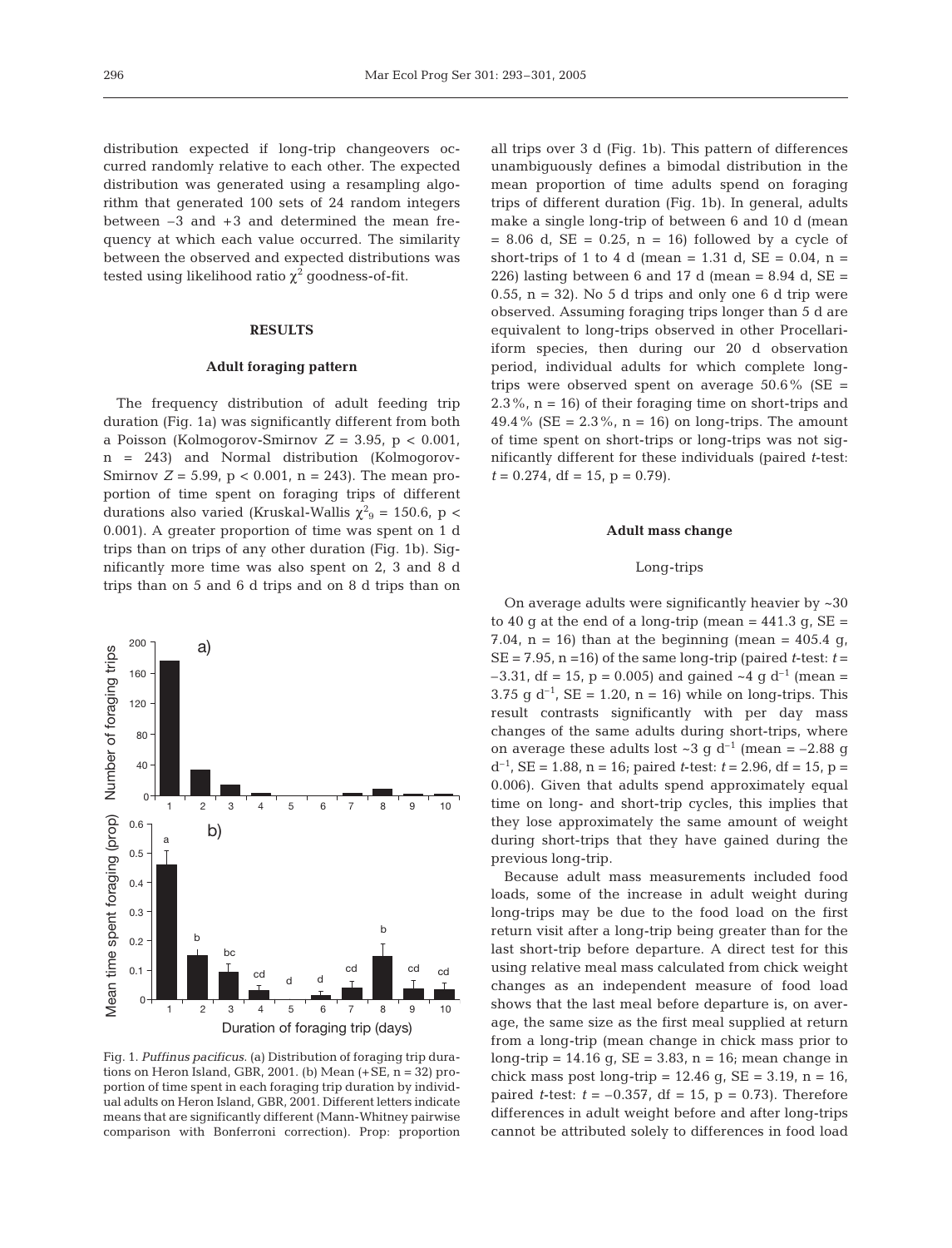distribution expected if long-trip changeovers occurred randomly relative to each other. The expected distribution was generated using a resampling algorithm that generated 100 sets of 24 random integers between –3 and +3 and determined the mean frequency at which each value occurred. The similarity between the observed and expected distributions was tested using likelihood ratio $\chi^2$ goodness-of-fit.

## RESULTS

### Adult foraging pattern

The frequency distribution of adult feeding trip duration (Fig. 1a) was significantly different from both a Poisson (Kolmogorov-Smirnov $Z = 3.95$, $p < 0.001$, $n = 243$) and Normal distribution (Kolmogorov-Smirnov $Z = 5.99$, $p < 0.001$, $n = 243$). The mean proportion of time spent on foraging trips of different durations also varied (Kruskal-Wallis $\chi^2_9 = 150.6$, $p < 0.001$). A greater proportion of time was spent on 1 d trips than on trips of any other duration (Fig. 1b). Significantly more time was also spent on 2, 3 and 8 d trips than on 5 and 6 d trips and on 8 d trips than on all trips over 3 d (Fig. 1b). This pattern of differences unambiguously defines a bimodal distribution in the mean proportion of time adults spend on foraging trips of different duration (Fig. 1b). In general, adults make a single long-trip of between 6 and 10 d (mean = 8.06 d, SE = 0.25, n = 16) followed by a cycle of short-trips of 1 to 4 d (mean = 1.31 d, SE = 0.04, n = 226) lasting between 6 and 17 d (mean = 8.94 d, SE = 0.55, n = 32). No 5 d trips and only one 6 d trip were observed. Assuming foraging trips longer than 5 d are equivalent to long-trips observed in other Procellariiform species, then during our 20 d observation period, individual adults for which complete long-trips were observed spent on average 50.6% (SE = 2.3%, n = 16) of their foraging time on short-trips and 49.4% (SE = 2.3%, n = 16) on long-trips. The amount of time spent on short-trips or long-trips was not significantly different for these individuals (paired *t*-test: $t = 0.274$, df = 15, $p = 0.79$).

Fig. 1. *Puffinus pacificus.* (a) Distribution of foraging trip durations on Heron Island, GBR, 2001. (b) Mean (+SE, n = 32) proportion of time spent in each foraging trip duration by individual adults on Heron Island, GBR, 2001. Different letters indicate means that are significantly different (Mann-Whitney pairwise comparison with Bonferroni correction). Prop: proportion

### Adult mass change

#### Long-trips

On average adults were significantly heavier by ~30 to 40 g at the end of a long-trip (mean = 441.3 g, SE = 7.04, n = 16) than at the beginning (mean = 405.4 g, SE = 7.95, n =16) of the same long-trip (paired *t*-test: $t = -3.31$, df = 15, $p = 0.005$) and gained ~4 g $d^{-1}$ (mean = 3.75 g $d^{-1}$, SE = 1.20, n = 16) while on long-trips. This result contrasts significantly with per day mass changes of the same adults during short-trips, where on average these adults lost ~3 g $d^{-1}$ (mean = –2.88 g $d^{-1}$, SE = 1.88, n = 16; paired *t*-test: $t = 2.96$, df = 15, $p = 0.006$). Given that adults spend approximately equal time on long- and short-trip cycles, this implies that they lose approximately the same amount of weight during short-trips that they have gained during the previous long-trip.

Because adult mass measurements included food loads, some of the increase in adult weight during long-trips may be due to the food load on the first return visit after a long-trip being greater than for the last short-trip before departure. A direct test for this using relative meal mass calculated from chick weight changes as an independent measure of food load shows that the last meal before departure is, on average, the same size as the first meal supplied at return from a long-trip (mean change in chick mass prior to long-trip = 14.16 g, SE = 3.83, n = 16; mean change in chick mass post long-trip = 12.46 g, SE = 3.19, n = 16, paired *t*-test: $t = -0.357$, df = 15, $p = 0.73$). Therefore differences in adult weight before and after long-trips cannot be attributed solely to differences in food load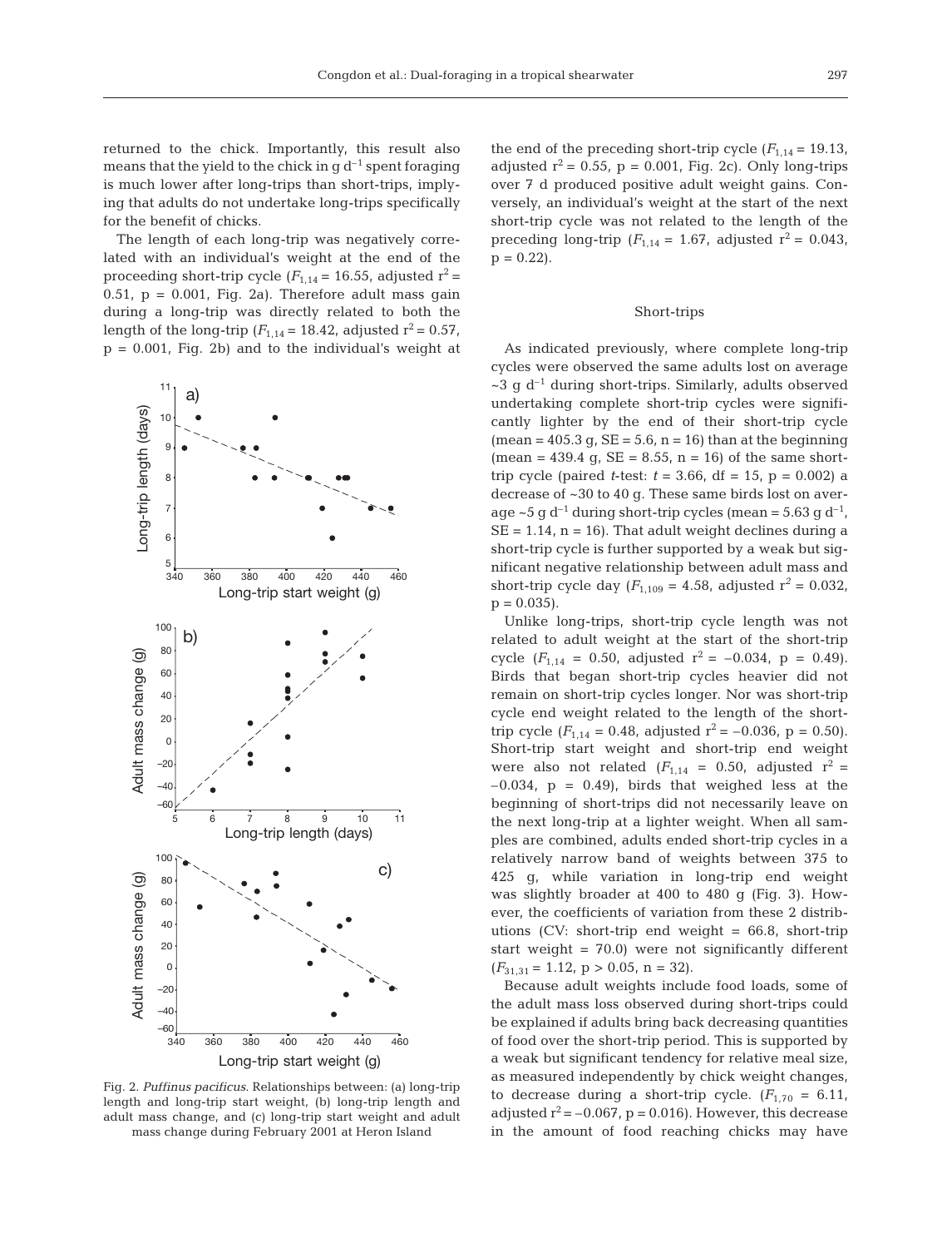returned to the chick. Importantly, this result also means that the yield to the chick in g $d^{-1}$ spent foraging is much lower after long-trips than short-trips, implying that adults do not undertake long-trips specifically for the benefit of chicks.

The length of each long-trip was negatively correlated with an individual's weight at the end of the proceeding short-trip cycle ($F_{1,14}$ = 16.55, adjusted $r^2$ = 0.51, p = 0.001, Fig. 2a). Therefore adult mass gain during a long-trip was directly related to both the length of the long-trip ($F_{1,14}$ = 18.42, adjusted $r^2$ = 0.57, p = 0.001, Fig. 2b) and to the individual's weight at the end of the preceding short-trip cycle ($F_{1,14}$ = 19.13, adjusted $r^2$ = 0.55, p = 0.001, Fig. 2c). Only long-trips over 7 d produced positive adult weight gains. Conversely, an individual's weight at the start of the next short-trip cycle was not related to the length of the preceding long-trip ($F_{1,14}$ = 1.67, adjusted $r^2$ = 0.043, p = 0.22).

Fig. 2. *Puffinus pacificus*. Relationships between: (a) long-trip length and long-trip start weight, (b) long-trip length and adult mass change, and (c) long-trip start weight and adult mass change during February 2001 at Heron Island

### Short-trips

As indicated previously, where complete long-trip cycles were observed the same adults lost on average ~3 g $d^{-1}$ during short-trips. Similarly, adults observed undertaking complete short-trip cycles were significantly lighter by the end of their short-trip cycle (mean = 405.3 g, SE = 5.6, n = 16) than at the beginning (mean = 439.4 g, SE = 8.55, n = 16) of the same short-trip cycle (paired *t*-test: *t* = 3.66, df = 15, p = 0.002) a decrease of ~30 to 40 g. These same birds lost on average ~5 g $d^{-1}$ during short-trip cycles (mean = 5.63 g $d^{-1}$, SE = 1.14, n = 16). That adult weight declines during a short-trip cycle is further supported by a weak but significant negative relationship between adult mass and short-trip cycle day ($F_{1,109}$ = 4.58, adjusted $r^2$ = 0.032, p = 0.035).

Unlike long-trips, short-trip cycle length was not related to adult weight at the start of the short-trip cycle ($F_{1,14}$ = 0.50, adjusted $r^2$ = –0.034, p = 0.49). Birds that began short-trip cycles heavier did not remain on short-trip cycles longer. Nor was short-trip cycle end weight related to the length of the short-trip cycle ($F_{1,14}$ = 0.48, adjusted $r^2$ = –0.036, p = 0.50). Short-trip start weight and short-trip end weight were also not related ($F_{1,14}$ = 0.50, adjusted $r^2$ = –0.034, p = 0.49), birds that weighed less at the beginning of short-trips did not necessarily leave on the next long-trip at a lighter weight. When all samples are combined, adults ended short-trip cycles in a relatively narrow band of weights between 375 to 425 g, while variation in long-trip end weight was slightly broader at 400 to 480 g (Fig. 3). However, the coefficients of variation from these 2 distributions (CV: short-trip end weight = 66.8, short-trip start weight = 70.0) were not significantly different ($F_{31,31}$ = 1.12, p > 0.05, n = 32).

Because adult weights include food loads, some of the adult mass loss observed during short-trips could be explained if adults bring back decreasing quantities of food over the short-trip period. This is supported by a weak but significant tendency for relative meal size, as measured independently by chick weight changes, to decrease during a short-trip cycle. ($F_{1,70}$ = 6.11, adjusted $r^2$ = –0.067, p = 0.016). However, this decrease in the amount of food reaching chicks may have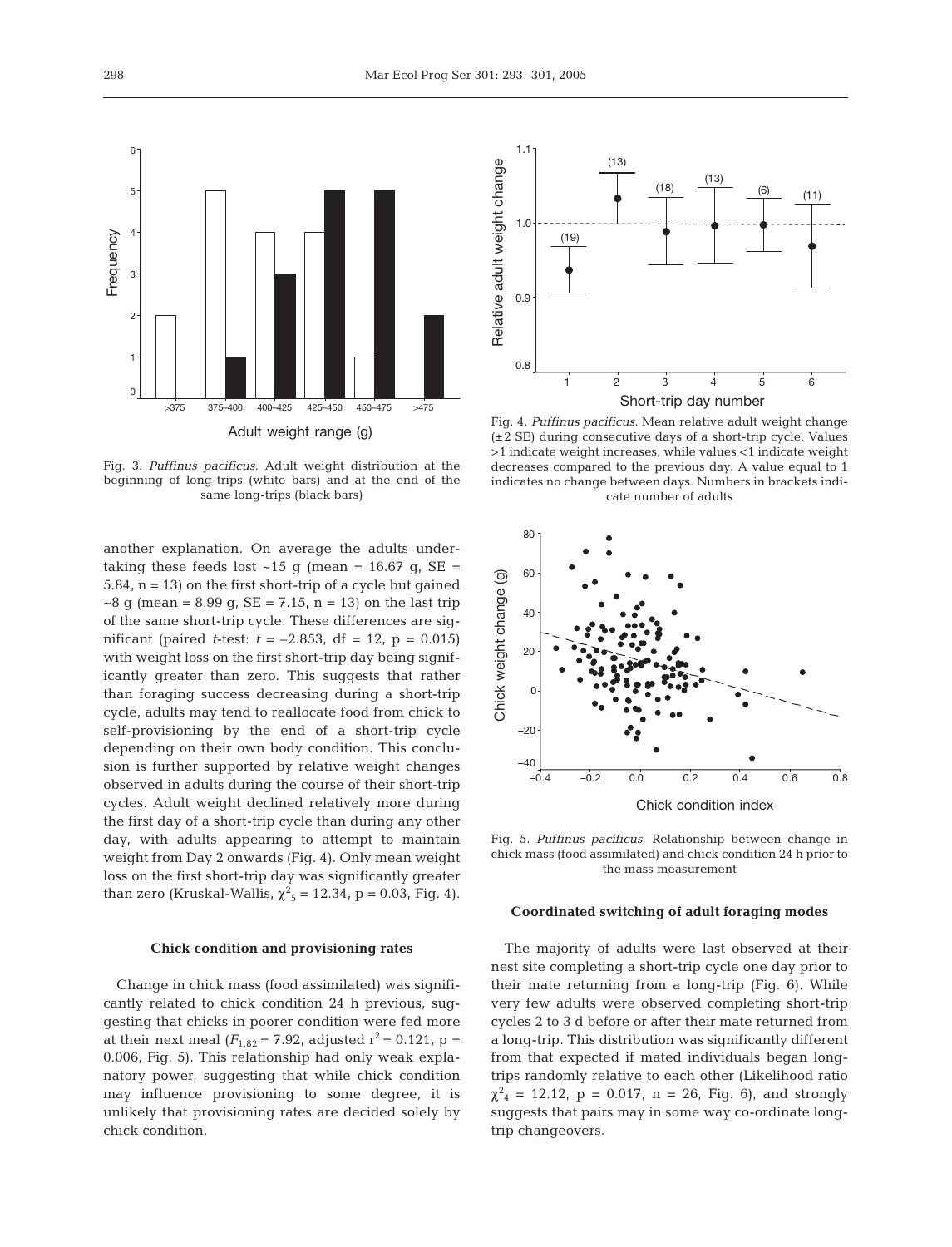another explanation. On average the adults undertaking these feeds lost ~15 g (mean = 16.67 g, SE = 5.84, n = 13) on the first short-trip of a cycle but gained ~8 g (mean = 8.99 g, SE = 7.15, n = 13) on the last trip of the same short-trip cycle. These differences are significant (paired *t*-test: $t = -2.853$, df = 12, p = 0.015) with weight loss on the first short-trip day being significantly greater than zero. This suggests that rather than foraging success decreasing during a short-trip cycle, adults may tend to reallocate food from chick to self-provisioning by the end of a short-trip cycle depending on their own body condition. This conclusion is further supported by relative weight changes observed in adults during the course of their short-trip cycles. Adult weight declined relatively more during the first day of a short-trip cycle than during any other day, with adults appearing to attempt to maintain weight from Day 2 onwards (Fig. 4). Only mean weight loss on the first short-trip day was significantly greater than zero (Kruskal-Wallis, $\chi^2_5 = 12.34$, p = 0.03, Fig. 4).

Fig. 3. *Puffinus pacificus.* Adult weight distribution at the beginning of long-trips (white bars) and at the end of the same long-trips (black bars)

Fig. 4. *Puffinus pacificus.* Mean relative adult weight change (±2 SE) during consecutive days of a short-trip cycle. Values >1 indicate weight increases, while values <1 indicate weight decreases compared to the previous day. A value equal to 1 indicates no change between days. Numbers in brackets indicate number of adults

### Chick condition and provisioning rates

Change in chick mass (food assimilated) was significantly related to chick condition 24 h previous, suggesting that chicks in poorer condition were fed more at their next meal ($F_{1,82} = 7.92$, adjusted $r^2 = 0.121$, p = 0.006, Fig. 5). This relationship had only weak explanatory power, suggesting that while chick condition may influence provisioning to some degree, it is unlikely that provisioning rates are decided solely by chick condition.

Fig. 5. *Puffinus pacificus.* Relationship between change in chick mass (food assimilated) and chick condition 24 h prior to the mass measurement

### Coordinated switching of adult foraging modes

The majority of adults were last observed at their nest site completing a short-trip cycle one day prior to their mate returning from a long-trip (Fig. 6). While very few adults were observed completing short-trip cycles 2 to 3 d before or after their mate returned from a long-trip. This distribution was significantly different from that expected if mated individuals began long-trips randomly relative to each other (Likelihood ratio $\chi^2_4 = 12.12$, p = 0.017, n = 26, Fig. 6), and strongly suggests that pairs may in some way co-ordinate long-trip changeovers.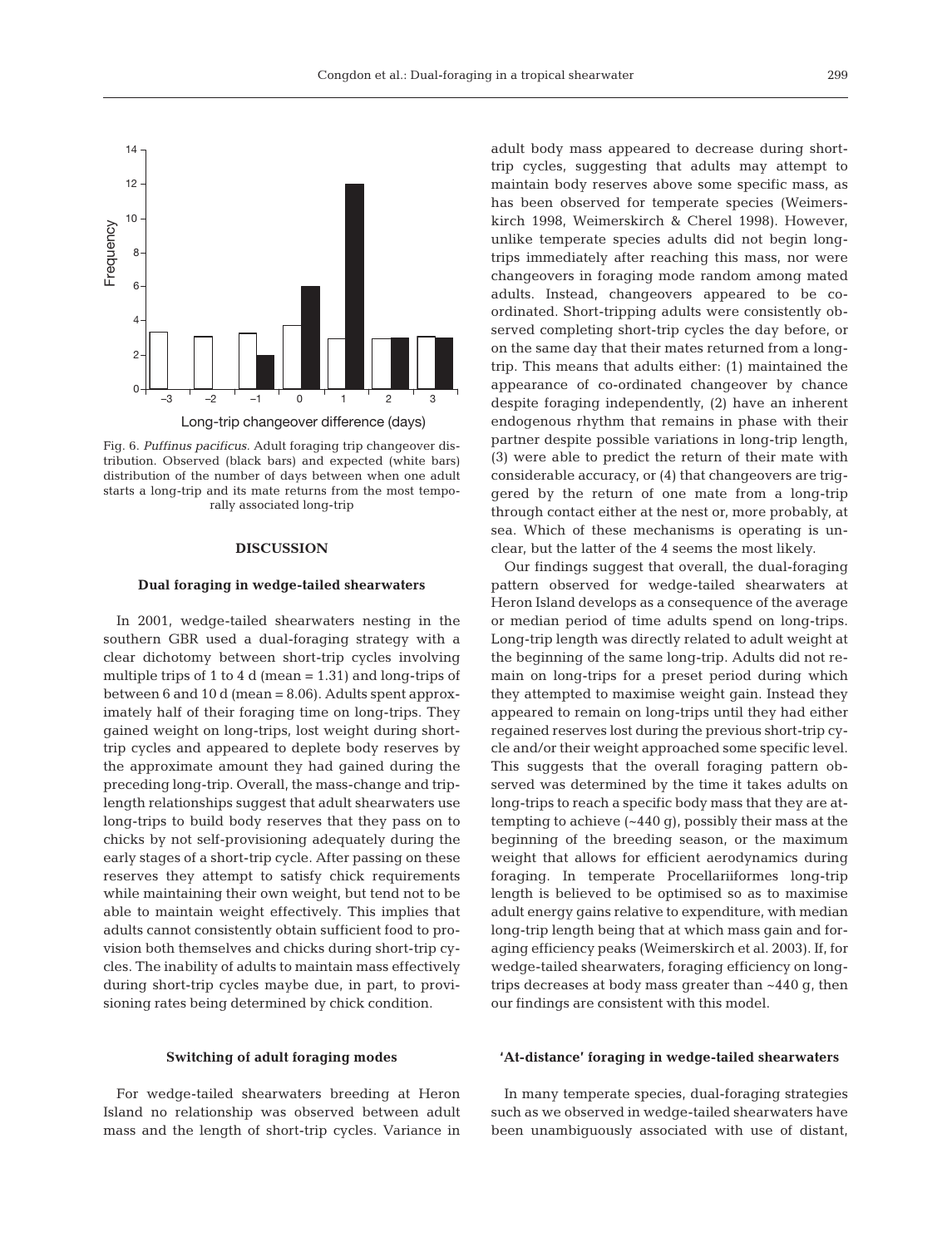Fig. 6. *Puffinus pacificus.* Adult foraging trip changeover distribution. Observed (black bars) and expected (white bars) distribution of the number of days between when one adult starts a long-trip and its mate returns from the most temporally associated long-trip

## DISCUSSION

### Dual foraging in wedge-tailed shearwaters

In 2001, wedge-tailed shearwaters nesting in the southern GBR used a dual-foraging strategy with a clear dichotomy between short-trip cycles involving multiple trips of 1 to 4 d (mean = 1.31) and long-trips of between 6 and 10 d (mean = 8.06). Adults spent approximately half of their foraging time on long-trips. They gained weight on long-trips, lost weight during short-trip cycles and appeared to deplete body reserves by the approximate amount they had gained during the preceding long-trip. Overall, the mass-change and trip-length relationships suggest that adult shearwaters use long-trips to build body reserves that they pass on to chicks by not self-provisioning adequately during the early stages of a short-trip cycle. After passing on these reserves they attempt to satisfy chick requirements while maintaining their own weight, but tend not to be able to maintain weight effectively. This implies that adults cannot consistently obtain sufficient food to provision both themselves and chicks during short-trip cycles. The inability of adults to maintain mass effectively during short-trip cycles maybe due, in part, to provisioning rates being determined by chick condition.

### Switching of adult foraging modes

For wedge-tailed shearwaters breeding at Heron Island no relationship was observed between adult mass and the length of short-trip cycles. Variance in adult body mass appeared to decrease during short-trip cycles, suggesting that adults may attempt to maintain body reserves above some specific mass, as has been observed for temperate species (Weimerskirch 1998, Weimerskirch & Cherel 1998). However, unlike temperate species adults did not begin long-trips immediately after reaching this mass, nor were changeovers in foraging mode random among mated adults. Instead, changeovers appeared to be co-ordinated. Short-tripping adults were consistently observed completing short-trip cycles the day before, or on the same day that their mates returned from a long-trip. This means that adults either: (1) maintained the appearance of co-ordinated changeover by chance despite foraging independently, (2) have an inherent endogenous rhythm that remains in phase with their partner despite possible variations in long-trip length, (3) were able to predict the return of their mate with considerable accuracy, or (4) that changeovers are triggered by the return of one mate from a long-trip through contact either at the nest or, more probably, at sea. Which of these mechanisms is operating is unclear, but the latter of the 4 seems the most likely.

Our findings suggest that overall, the dual-foraging pattern observed for wedge-tailed shearwaters at Heron Island develops as a consequence of the average or median period of time adults spend on long-trips. Long-trip length was directly related to adult weight at the beginning of the same long-trip. Adults did not remain on long-trips for a preset period during which they attempted to maximise weight gain. Instead they appeared to remain on long-trips until they had either regained reserves lost during the previous short-trip cycle and/or their weight approached some specific level. This suggests that the overall foraging pattern observed was determined by the time it takes adults on long-trips to reach a specific body mass that they are attempting to achieve (~440 g), possibly their mass at the beginning of the breeding season, or the maximum weight that allows for efficient aerodynamics during foraging. In temperate Procellariiformes long-trip length is believed to be optimised so as to maximise adult energy gains relative to expenditure, with median long-trip length being that at which mass gain and foraging efficiency peaks (Weimerskirch et al. 2003). If, for wedge-tailed shearwaters, foraging efficiency on long-trips decreases at body mass greater than ~440 g, then our findings are consistent with this model.

### 'At-distance' foraging in wedge-tailed shearwaters

In many temperate species, dual-foraging strategies such as we observed in wedge-tailed shearwaters have been unambiguously associated with use of distant,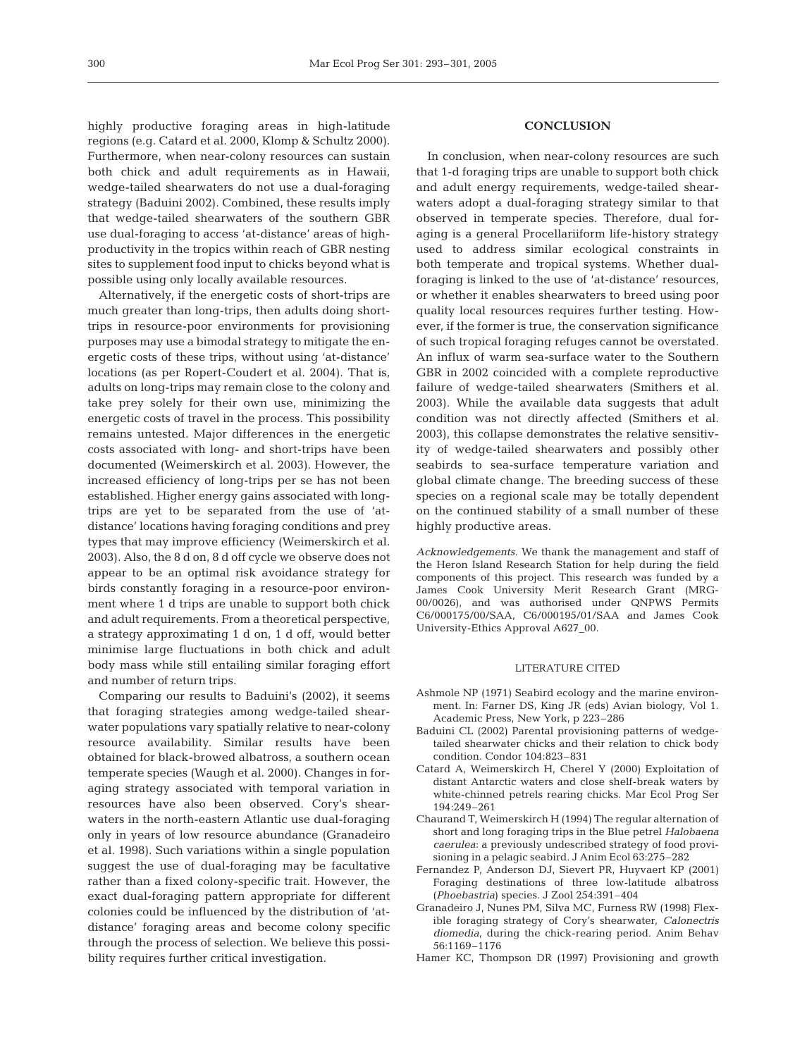highly productive foraging areas in high-latitude regions (e.g. Catard et al. 2000, Klomp & Schultz 2000). Furthermore, when near-colony resources can sustain both chick and adult requirements as in Hawaii, wedge-tailed shearwaters do not use a dual-foraging strategy (Baduini 2002). Combined, these results imply that wedge-tailed shearwaters of the southern GBR use dual-foraging to access 'at-distance' areas of high-productivity in the tropics within reach of GBR nesting sites to supplement food input to chicks beyond what is possible using only locally available resources.

Alternatively, if the energetic costs of short-trips are much greater than long-trips, then adults doing short-trips in resource-poor environments for provisioning purposes may use a bimodal strategy to mitigate the energetic costs of these trips, without using 'at-distance' locations (as per Ropert-Coudert et al. 2004). That is, adults on long-trips may remain close to the colony and take prey solely for their own use, minimizing the energetic costs of travel in the process. This possibility remains untested. Major differences in the energetic costs associated with long- and short-trips have been documented (Weimerskirch et al. 2003). However, the increased efficiency of long-trips per se has not been established. Higher energy gains associated with long-trips are yet to be separated from the use of 'at-distance' locations having foraging conditions and prey types that may improve efficiency (Weimerskirch et al. 2003). Also, the 8 d on, 8 d off cycle we observe does not appear to be an optimal risk avoidance strategy for birds constantly foraging in a resource-poor environment where 1 d trips are unable to support both chick and adult requirements. From a theoretical perspective, a strategy approximating 1 d on, 1 d off, would better minimise large fluctuations in both chick and adult body mass while still entailing similar foraging effort and number of return trips.

Comparing our results to Baduini's (2002), it seems that foraging strategies among wedge-tailed shearwater populations vary spatially relative to near-colony resource availability. Similar results have been obtained for black-browed albatross, a southern ocean temperate species (Waugh et al. 2000). Changes in foraging strategy associated with temporal variation in resources have also been observed. Cory's shearwaters in the north-eastern Atlantic use dual-foraging only in years of low resource abundance (Granadeiro et al. 1998). Such variations within a single population suggest the use of dual-foraging may be facultative rather than a fixed colony-specific trait. However, the exact dual-foraging pattern appropriate for different colonies could be influenced by the distribution of 'at-distance' foraging areas and become colony specific through the process of selection. We believe this possibility requires further critical investigation.

## CONCLUSION

In conclusion, when near-colony resources are such that 1-d foraging trips are unable to support both chick and adult energy requirements, wedge-tailed shearwaters adopt a dual-foraging strategy similar to that observed in temperate species. Therefore, dual foraging is a general Procellariiform life-history strategy used to address similar ecological constraints in both temperate and tropical systems. Whether dual-foraging is linked to the use of 'at-distance' resources, or whether it enables shearwaters to breed using poor quality local resources requires further testing. However, if the former is true, the conservation significance of such tropical foraging refuges cannot be overstated. An influx of warm sea-surface water to the Southern GBR in 2002 coincided with a complete reproductive failure of wedge-tailed shearwaters (Smithers et al. 2003). While the available data suggests that adult condition was not directly affected (Smithers et al. 2003), this collapse demonstrates the relative sensitivity of wedge-tailed shearwaters and possibly other seabirds to sea-surface temperature variation and global climate change. The breeding success of these species on a regional scale may be totally dependent on the continued stability of a small number of these highly productive areas.

*Acknowledgements.* We thank the management and staff of the Heron Island Research Station for help during the field components of this project. This research was funded by a James Cook University Merit Research Grant (MRG-00/0026), and was authorised under QNPWS Permits C6/000175/00/SAA, C6/000195/01/SAA and James Cook University-Ethics Approval A627_00.

## LITERATURE CITED

- Ashmole NP (1971) Seabird ecology and the marine environment. In: Farner DS, King JR (eds) Avian biology, Vol 1. Academic Press, New York, p 223–286
- Baduini CL (2002) Parental provisioning patterns of wedge-tailed shearwater chicks and their relation to chick body condition. Condor 104:823–831
- Catard A, Weimerskirch H, Cherel Y (2000) Exploitation of distant Antarctic waters and close shelf-break waters by white-chinned petrels rearing chicks. Mar Ecol Prog Ser 194:249–261
- Chaurand T, Weimerskirch H (1994) The regular alternation of short and long foraging trips in the Blue petrel *Halobaena caerulea*: a previously undescribed strategy of food provisioning in a pelagic seabird. J Anim Ecol 63:275–282
- Fernandez P, Anderson DJ, Sievert PR, Huyvaert KP (2001) Foraging destinations of three low-latitude albatross (*Phoebastria*) species. J Zool 254:391–404
- Granadeiro J, Nunes PM, Silva MC, Furness RW (1998) Flexible foraging strategy of Cory's shearwater, *Calonectris diomedia*, during the chick-rearing period. Anim Behav 56:1169–1176
- Hamer KC, Thompson DR (1997) Provisioning and growth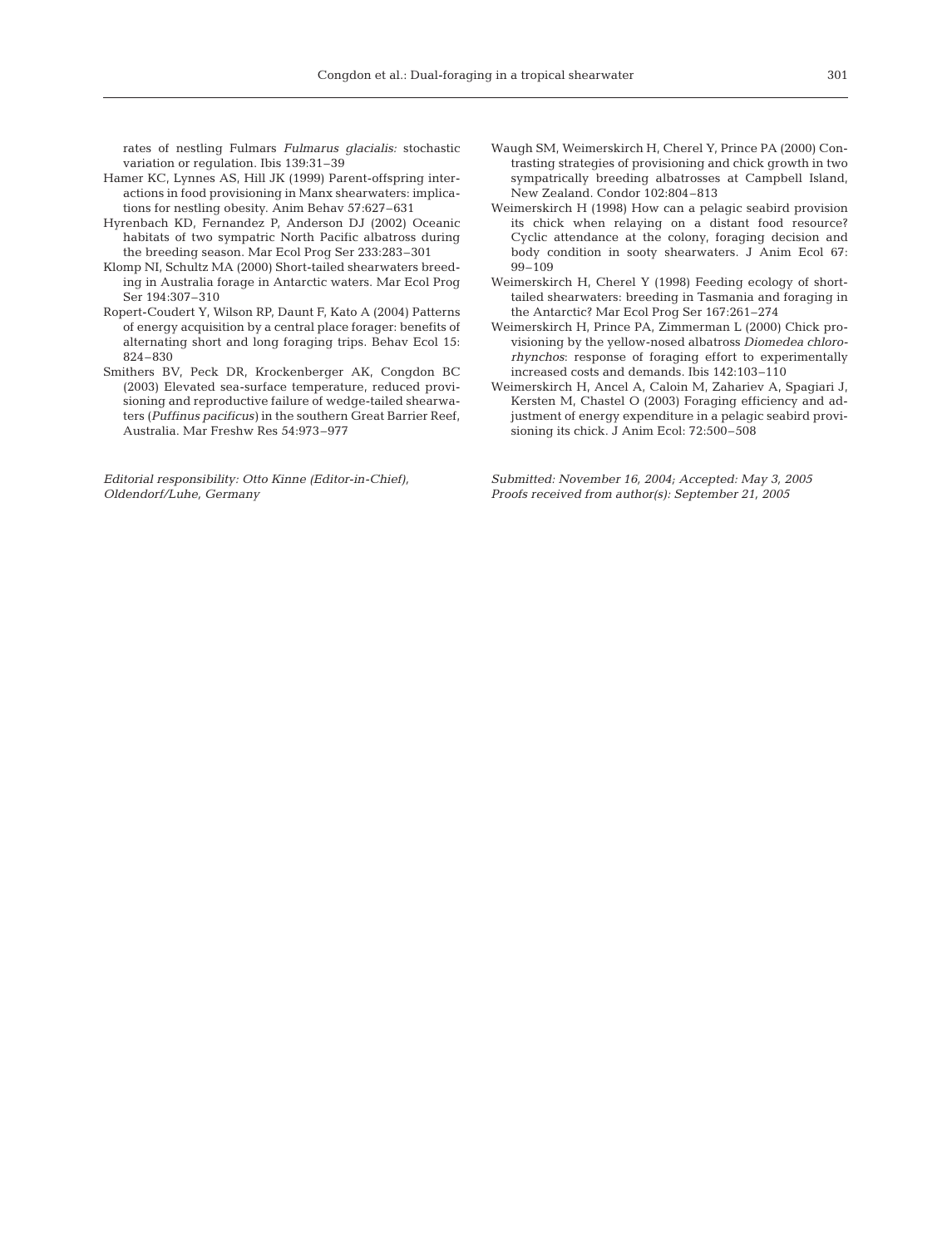rates of nestling Fulmars *Fulmarus glacialis:* stochastic variation or regulation. Ibis 139:31–39

Hamer KC, Lynnes AS, Hill JK (1999) Parent-offspring interactions in food provisioning in Manx shearwaters: implications for nestling obesity. Anim Behav 57:627–631

Hyrenbach KD, Fernandez P, Anderson DJ (2002) Oceanic habitats of two sympatric North Pacific albatross during the breeding season. Mar Ecol Prog Ser 233:283–301

Klomp NI, Schultz MA (2000) Short-tailed shearwaters breeding in Australia forage in Antarctic waters. Mar Ecol Prog Ser 194:307–310

Ropert-Coudert Y, Wilson RP, Daunt F, Kato A (2004) Patterns of energy acquisition by a central place forager: benefits of alternating short and long foraging trips. Behav Ecol 15: 824–830

Smithers BV, Peck DR, Krockenberger AK, Congdon BC (2003) Elevated sea-surface temperature, reduced provisioning and reproductive failure of wedge-tailed shearwaters (*Puffinus pacificus*) in the southern Great Barrier Reef, Australia. Mar Freshw Res 54:973–977

Waugh SM, Weimerskirch H, Cherel Y, Prince PA (2000) Contrasting strategies of provisioning and chick growth in two sympatrically breeding albatrosses at Campbell Island, New Zealand. Condor 102:804–813

Weimerskirch H (1998) How can a pelagic seabird provision its chick when relaying on a distant food resource? Cyclic attendance at the colony, foraging decision and body condition in sooty shearwaters. J Anim Ecol 67: 99–109

Weimerskirch H, Cherel Y (1998) Feeding ecology of short-tailed shearwaters: breeding in Tasmania and foraging in the Antarctic? Mar Ecol Prog Ser 167:261–274

Weimerskirch H, Prince PA, Zimmerman L (2000) Chick provisioning by the yellow-nosed albatross *Diomedea chlororhynchos*: response of foraging effort to experimentally increased costs and demands. Ibis 142:103–110

Weimerskirch H, Ancel A, Caloin M, Zahariev A, Spagiari J, Kersten M, Chastel O (2003) Foraging efficiency and adjustment of energy expenditure in a pelagic seabird provisioning its chick. J Anim Ecol: 72:500–508

*Editorial responsibility: Otto Kinne (Editor-in-Chief), Oldendorf/Luhe, Germany*

*Submitted: November 16, 2004; Accepted: May 3, 2005*
*Proofs received from author(s): September 21, 2005*